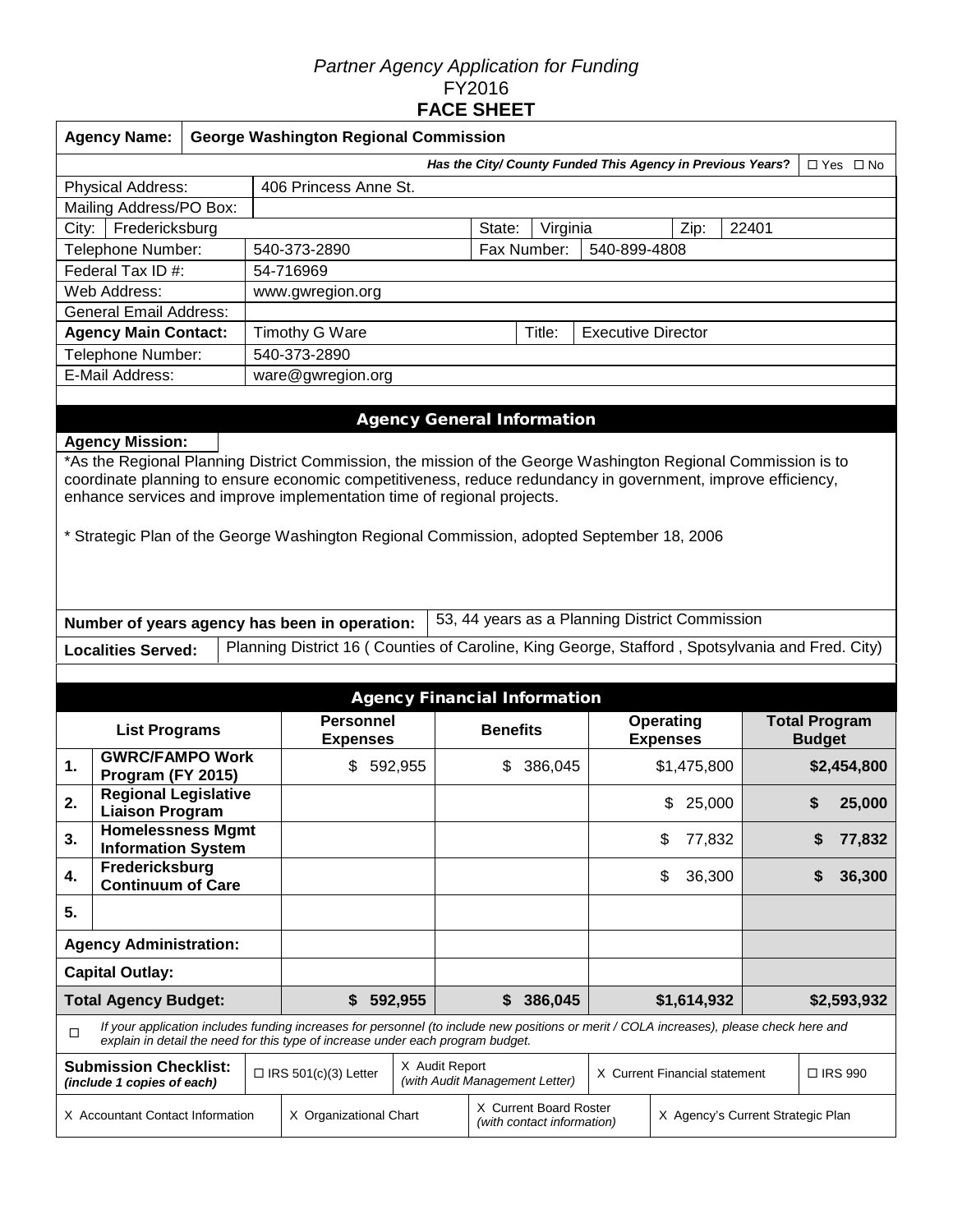*Partner Agency Application for Funding*
FY2016
**FACE SHEET**

| | |
|---|---|
| **Agency Name:** | **George Washington Regional Commission** |
| ***Has the City/ County Funded This Agency in Previous Years?*** | ☐ Yes ☐ No |
| Physical Address: | 406 Princess Anne St. |
| Mailing Address/PO Box: | |
| City: | Fredericksburg |
| State: | Virginia |
| Zip: | 22401 |
| Telephone Number: | 540-373-2890 |
| Fax Number: | 540-899-4808 |
| Federal Tax ID #: | 54-716969 |
| Web Address: | www.gwregion.org |
| General Email Address: | |
| **Agency Main Contact:** | Timothy G Ware |
| Title: | Executive Director |
| Telephone Number: | 540-373-2890 |
| E-Mail Address: | ware@gwregion.org |

## Agency General Information

**Agency Mission:**

*As the Regional Planning District Commission, the mission of the George Washington Regional Commission is to coordinate planning to ensure economic competitiveness, reduce redundancy in government, improve efficiency, enhance services and improve implementation time of regional projects.

* Strategic Plan of the George Washington Regional Commission, adopted September 18, 2006

| | |
|---|---|
| **Number of years agency has been in operation:** | 53, 44 years as a Planning District Commission |
| **Localities Served:** | Planning District 16 ( Counties of Caroline, King George, Stafford , Spotsylvania and Fred. City) |

## Agency Financial Information

| | List Programs | Personnel Expenses | Benefits | Operating Expenses | Total Program Budget |
|---|---|---|---|---|---|
| 1. | GWRC/FAMPO Work Program (FY 2015) | $ 592,955 | $ 386,045 | $1,475,800 | **$2,454,800** |
| 2. | Regional Legislative Liaison Program | | | $ 25,000 | **$ 25,000** |
| 3. | Homelessness Mgmt Information System | | | $ 77,832 | **$ 77,832** |
| 4. | Fredericksburg Continuum of Care | | | $ 36,300 | **$ 36,300** |
| 5. | | | | | |
| **Agency Administration:** | | | | | |
| **Capital Outlay:** | | | | | |
| **Total Agency Budget:** | | **$ 592,955** | **$ 386,045** | **$1,614,932** | **$2,593,932** |

☐ *If your application includes funding increases for personnel (to include new positions or merit / COLA increases), please check here and explain in detail the need for this type of increase under each program budget.*

| | | | | |
|---|---|---|---|---|
| **Submission Checklist:** *(include 1 copies of each)* | ☐ IRS 501(c)(3) Letter | X Audit Report *(with Audit Management Letter)* | X Current Financial statement | ☐ IRS 990 |
| X Accountant Contact Information | X Organizational Chart | X Current Board Roster *(with contact information)* | X Agency's Current Strategic Plan | |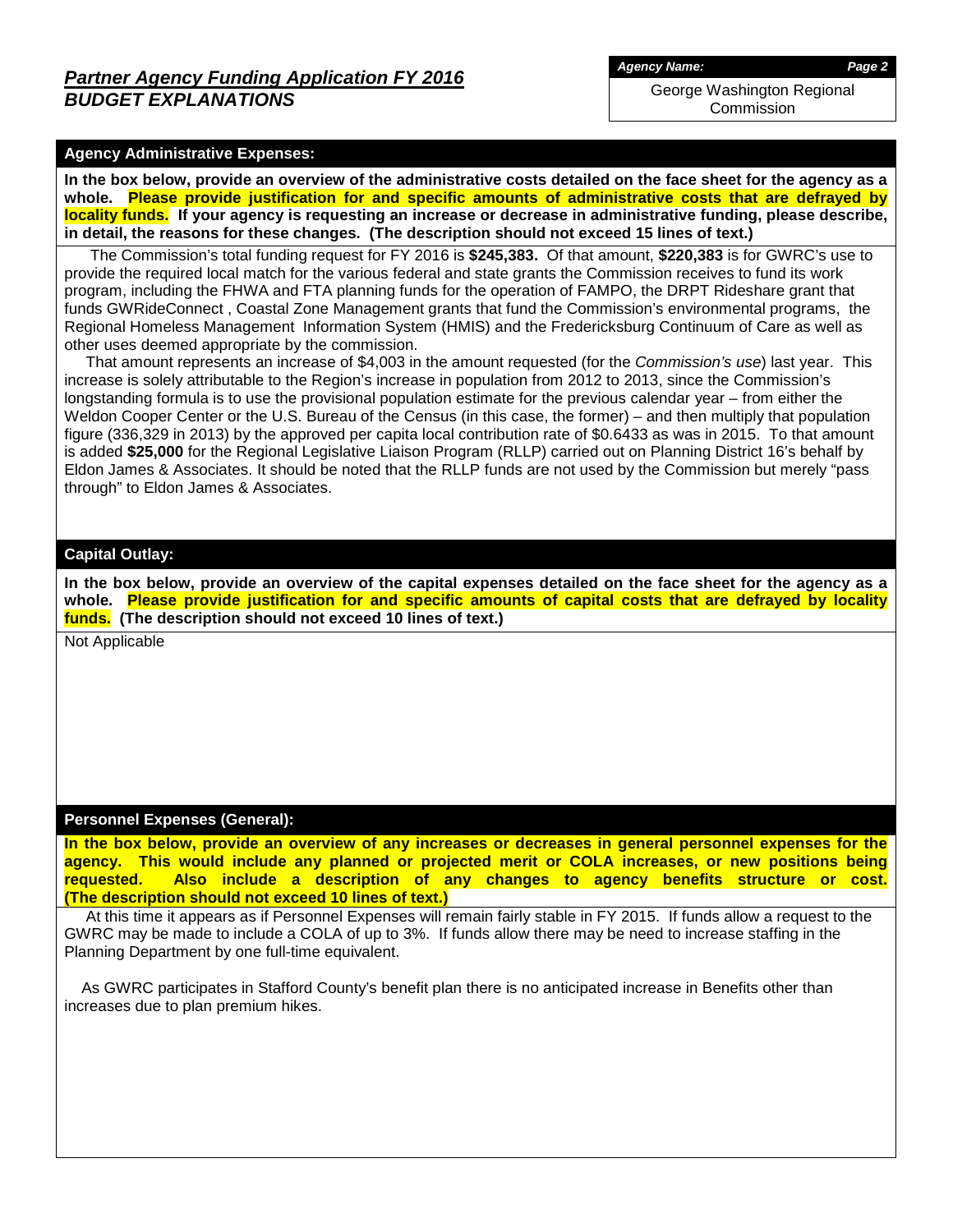# *Partner Agency Funding Application FY 2016*

## *BUDGET EXPLANATIONS*

***Agency Name:***

George Washington Regional Commission

### Agency Administrative Expenses:

**In the box below, provide an overview of the administrative costs detailed on the face sheet for the agency as a whole. Please provide justification for and specific amounts of administrative costs that are defrayed by locality funds. If your agency is requesting an increase or decrease in administrative funding, please describe, in detail, the reasons for these changes. (The description should not exceed 15 lines of text.)**

The Commission's total funding request for FY 2016 is **$245,383.** Of that amount, **$220,383** is for GWRC's use to provide the required local match for the various federal and state grants the Commission receives to fund its work program, including the FHWA and FTA planning funds for the operation of FAMPO, the DRPT Rideshare grant that funds GWRideConnect , Coastal Zone Management grants that fund the Commission's environmental programs, the Regional Homeless Management Information System (HMIS) and the Fredericksburg Continuum of Care as well as other uses deemed appropriate by the commission.

That amount represents an increase of $4,003 in the amount requested (for the *Commission's use*) last year. This increase is solely attributable to the Region's increase in population from 2012 to 2013, since the Commission's longstanding formula is to use the provisional population estimate for the previous calendar year – from either the Weldon Cooper Center or the U.S. Bureau of the Census (in this case, the former) – and then multiply that population figure (336,329 in 2013) by the approved per capita local contribution rate of $0.6433 as was in 2015. To that amount is added **$25,000** for the Regional Legislative Liaison Program (RLLP) carried out on Planning District 16's behalf by Eldon James & Associates. It should be noted that the RLLP funds are not used by the Commission but merely "pass through" to Eldon James & Associates.

### Capital Outlay:

**In the box below, provide an overview of the capital expenses detailed on the face sheet for the agency as a whole. Please provide justification for and specific amounts of capital costs that are defrayed by locality funds. (The description should not exceed 10 lines of text.)**

Not Applicable

### Personnel Expenses (General):

**In the box below, provide an overview of any increases or decreases in general personnel expenses for the agency. This would include any planned or projected merit or COLA increases, or new positions being requested. Also include a description of any changes to agency benefits structure or cost. (The description should not exceed 10 lines of text.)**

At this time it appears as if Personnel Expenses will remain fairly stable in FY 2015. If funds allow a request to the GWRC may be made to include a COLA of up to 3%. If funds allow there may be need to increase staffing in the Planning Department by one full-time equivalent.

As GWRC participates in Stafford County's benefit plan there is no anticipated increase in Benefits other than increases due to plan premium hikes.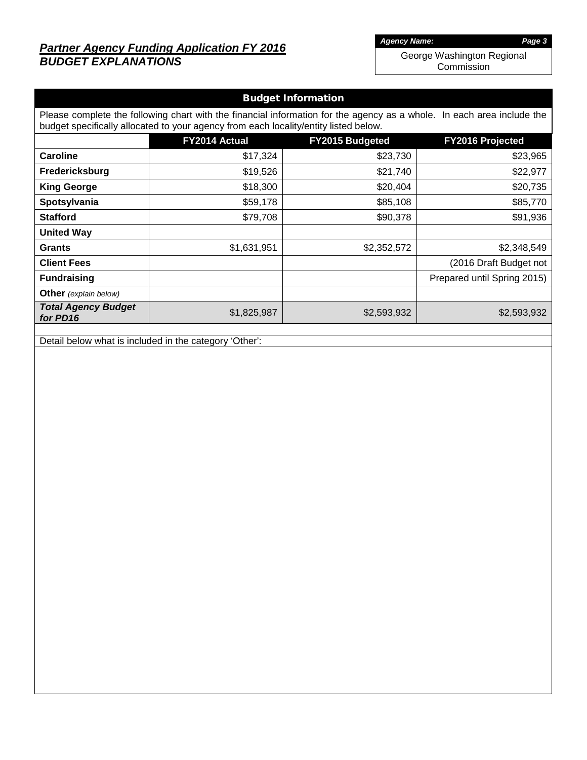## *Partner Agency Funding Application FY 2016*
## *BUDGET EXPLANATIONS*

***Agency Name:*** George Washington Regional Commission

### Budget Information

Please complete the following chart with the financial information for the agency as a whole. In each area include the budget specifically allocated to your agency from each locality/entity listed below.

| | FY2014 Actual | FY2015 Budgeted | FY2016 Projected |
|---|---|---|---|
| **Caroline** | $17,324 | $23,730 | $23,965 |
| **Fredericksburg** | $19,526 | $21,740 | $22,977 |
| **King George** | $18,300 | $20,404 | $20,735 |
| **Spotsylvania** | $59,178 | $85,108 | $85,770 |
| **Stafford** | $79,708 | $90,378 | $91,936 |
| **United Way** | | | |
| **Grants** | $1,631,951 | $2,352,572 | $2,348,549 |
| **Client Fees** | | | (2016 Draft Budget not |
| **Fundraising** | | | Prepared until Spring 2015) |
| **Other** *(explain below)* | | | |
| ***Total Agency Budget for PD16*** | $1,825,987 | $2,593,932 | $2,593,932 |

Detail below what is included in the category 'Other':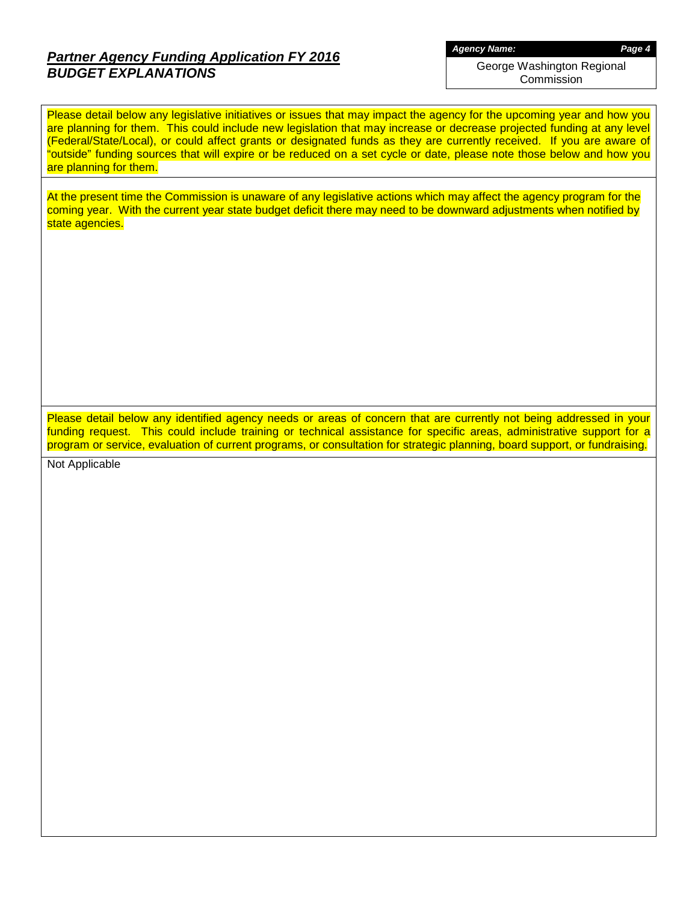## *Partner Agency Funding Application FY 2016*
## *BUDGET EXPLANATIONS*

***Agency Name:***

George Washington Regional Commission

Please detail below any legislative initiatives or issues that may impact the agency for the upcoming year and how you are planning for them. This could include new legislation that may increase or decrease projected funding at any level (Federal/State/Local), or could affect grants or designated funds as they are currently received. If you are aware of "outside" funding sources that will expire or be reduced on a set cycle or date, please note those below and how you are planning for them.

At the present time the Commission is unaware of any legislative actions which may affect the agency program for the coming year. With the current year state budget deficit there may need to be downward adjustments when notified by state agencies.

Please detail below any identified agency needs or areas of concern that are currently not being addressed in your funding request. This could include training or technical assistance for specific areas, administrative support for a program or service, evaluation of current programs, or consultation for strategic planning, board support, or fundraising.

Not Applicable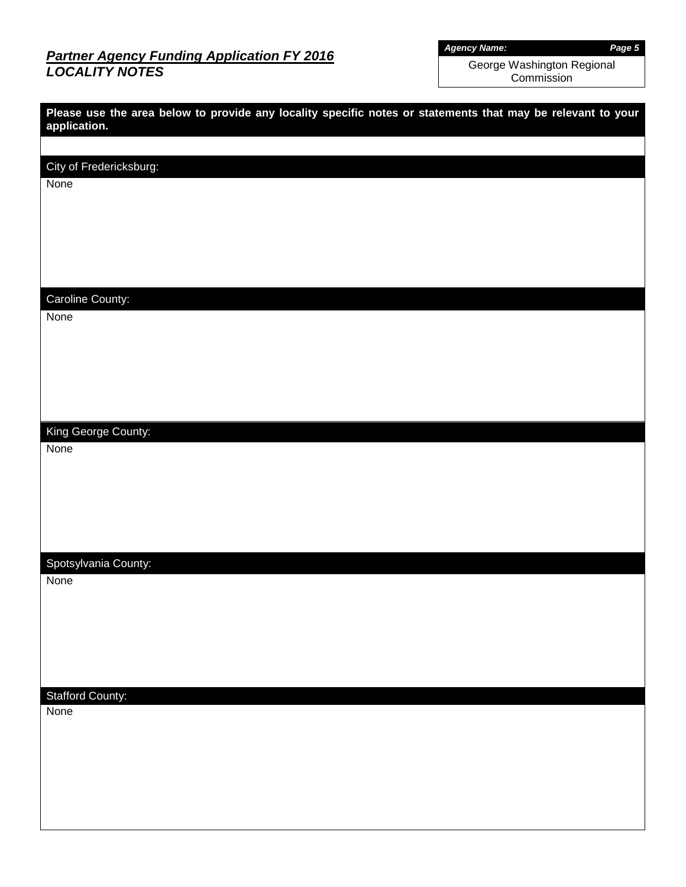# ***Partner Agency Funding Application FY 2016***
## ***LOCALITY NOTES***

***Agency Name:***

George Washington Regional Commission

**Please use the area below to provide any locality specific notes or statements that may be relevant to your application.**

City of Fredericksburg:

None

Caroline County:

None

King George County:

None

Spotsylvania County:

None

Stafford County:

None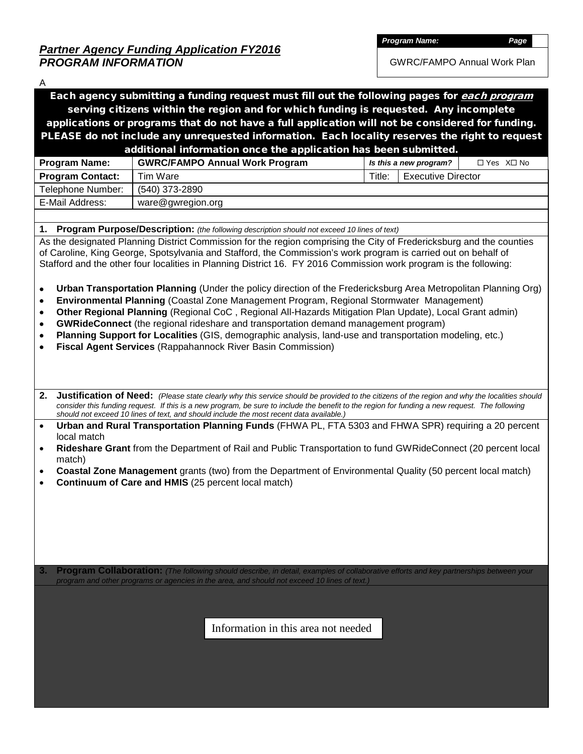## *Partner Agency Funding Application FY2016*
## *PROGRAM INFORMATION*

| ***Program Name:*** | ***Page*** |
|---|---|
| GWRC/FAMPO Annual Work Plan | |

A

**Each agency submitting a funding request must fill out the following pages for *each program* serving citizens within the region and for which funding is requested. Any incomplete applications or programs that do not have a full application will not be considered for funding. PLEASE do not include any unrequested information. Each locality reserves the right to request additional information once the application has been submitted.**

| **Program Name:** | **GWRC/FAMPO Annual Work Program** | ***Is this a new program?*** | ☐ Yes X☐ No |
|---|---|---|---|
| **Program Contact:** | Tim Ware | Title: | Executive Director |
| Telephone Number: | (540) 373-2890 | | |
| E-Mail Address: | ware@gwregion.org | | |

**1. Program Purpose/Description:** *(the following description should not exceed 10 lines of text)*

As the designated Planning District Commission for the region comprising the City of Fredericksburg and the counties of Caroline, King George, Spotsylvania and Stafford, the Commission's work program is carried out on behalf of Stafford and the other four localities in Planning District 16. FY 2016 Commission work program is the following:

- **Urban Transportation Planning** (Under the policy direction of the Fredericksburg Area Metropolitan Planning Org)
- **Environmental Planning** (Coastal Zone Management Program, Regional Stormwater Management)
- **Other Regional Planning** (Regional CoC , Regional All-Hazards Mitigation Plan Update), Local Grant admin)
- **GWRideConnect** (the regional rideshare and transportation demand management program)
- **Planning Support for Localities** (GIS, demographic analysis, land-use and transportation modeling, etc.)
- **Fiscal Agent Services** (Rappahannock River Basin Commission)

**2. Justification of Need:** *(Please state clearly why this service should be provided to the citizens of the region and why the localities should consider this funding request. If this is a new program, be sure to include the benefit to the region for funding a new request. The following should not exceed 10 lines of text, and should include the most recent data available.)*

- **Urban and Rural Transportation Planning Funds** (FHWA PL, FTA 5303 and FHWA SPR) requiring a 20 percent local match
- **Rideshare Grant** from the Department of Rail and Public Transportation to fund GWRideConnect (20 percent local match)
- **Coastal Zone Management** grants (two) from the Department of Environmental Quality (50 percent local match)
- **Continuum of Care and HMIS** (25 percent local match)

**3. Program Collaboration:** *(The following should describe, in detail, examples of collaborative efforts and key partnerships between your program and other programs or agencies in the area, and should not exceed 10 lines of text.)*

Information in this area not needed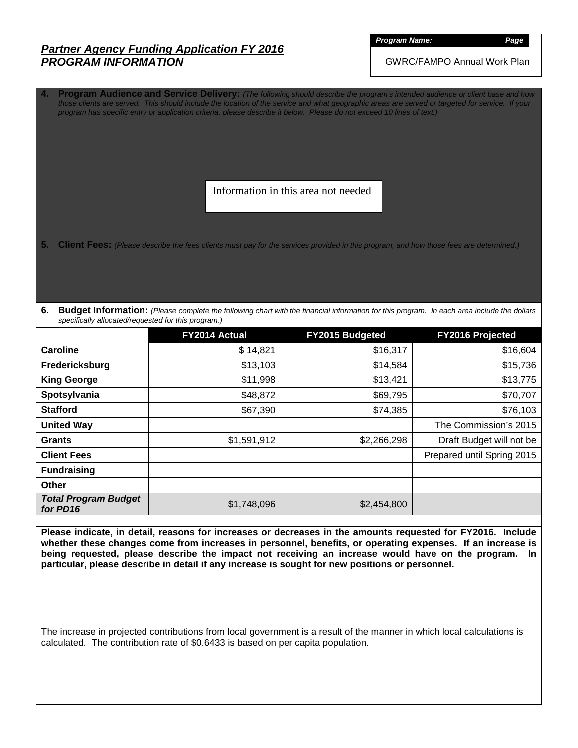## *Partner Agency Funding Application FY 2016*
## *PROGRAM INFORMATION*

***Program Name:*** GWRC/FAMPO Annual Work Plan

***Page***

**4. Program Audience and Service Delivery:** *(The following should describe the program's intended audience or client base and how those clients are served. This should include the location of the service and what geographic areas are served or targeted for service. If your program has specific entry or application criteria, please describe it below. Please do not exceed 10 lines of text.)*

Information in this area not needed

**5. Client Fees:** *(Please describe the fees clients must pay for the services provided in this program, and how those fees are determined.)*

**6. Budget Information:** *(Please complete the following chart with the financial information for this program. In each area include the dollars specifically allocated/requested for this program.)*

| | FY2014 Actual | FY2015 Budgeted | FY2016 Projected |
|---|---|---|---|
| **Caroline** | $ 14,821 | $16,317 | $16,604 |
| **Fredericksburg** | $13,103 | $14,584 | $15,736 |
| **King George** | $11,998 | $13,421 | $13,775 |
| **Spotsylvania** | $48,872 | $69,795 | $70,707 |
| **Stafford** | $67,390 | $74,385 | $76,103 |
| **United Way** | | | The Commission's 2015 |
| **Grants** | $1,591,912 | $2,266,298 | Draft Budget will not be |
| **Client Fees** | | | Prepared until Spring 2015 |
| **Fundraising** | | | |
| **Other** | | | |
| ***Total Program Budget for PD16*** | $1,748,096 | $2,454,800 | |

**Please indicate, in detail, reasons for increases or decreases in the amounts requested for FY2016. Include whether these changes come from increases in personnel, benefits, or operating expenses. If an increase is being requested, please describe the impact not receiving an increase would have on the program. In particular, please describe in detail if any increase is sought for new positions or personnel.**

The increase in projected contributions from local government is a result of the manner in which local calculations is calculated. The contribution rate of $0.6433 is based on per capita population.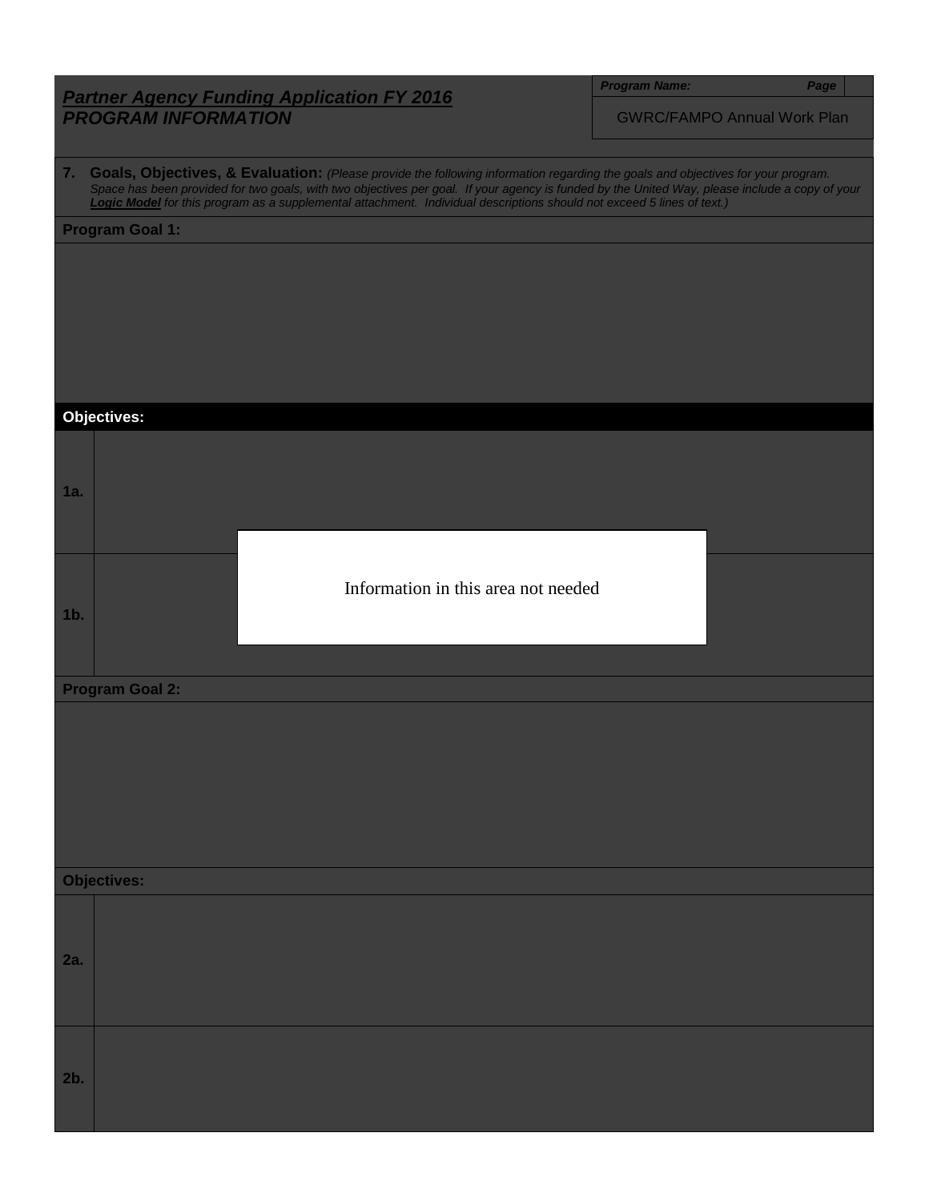## *Partner Agency Funding Application FY 2016*
## *PROGRAM INFORMATION*

| ***Program Name:*** | ***Page*** |
|---|---|
| GWRC/FAMPO Annual Work Plan | |

**7. Goals, Objectives, & Evaluation:** *(Please provide the following information regarding the goals and objectives for your program. Space has been provided for two goals, with two objectives per goal. If your agency is funded by the United Way, please include a copy of your* ***Logic Model*** *for this program as a supplemental attachment. Individual descriptions should not exceed 5 lines of text.)*

**Program Goal 1:**

**Objectives:**

| | |
|---|---|
| **1a.** | |
| **1b.** | |

Information in this area not needed

**Program Goal 2:**

**Objectives:**

| | |
|---|---|
| **2a.** | |
| **2b.** | |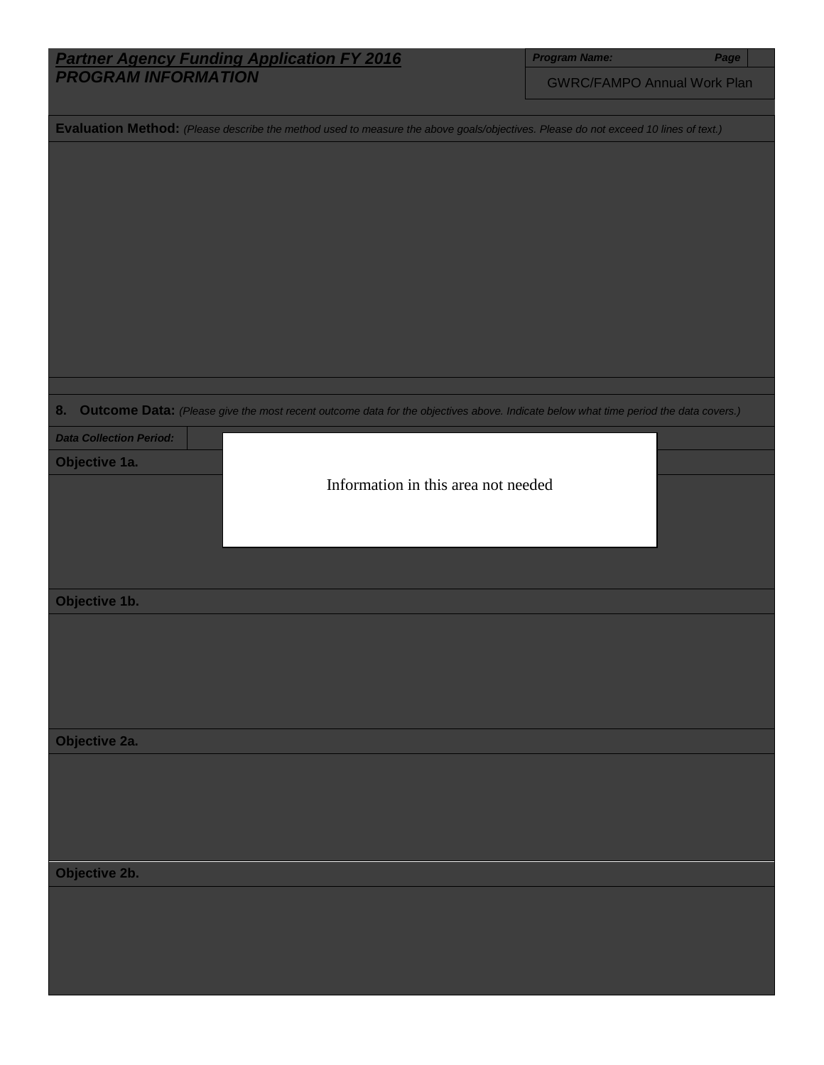***Partner Agency Funding Application FY 2016***
***PROGRAM INFORMATION***

| ***Program Name:*** | ***Page*** |
|---|---|
| GWRC/FAMPO Annual Work Plan | |

**Evaluation Method:** *(Please describe the method used to measure the above goals/objectives. Please do not exceed 10 lines of text.)*

**8. Outcome Data:** *(Please give the most recent outcome data for the objectives above. Indicate below what time period the data covers.)*

***Data Collection Period:***

**Objective 1a.**

Information in this area not needed

**Objective 1b.**

**Objective 2a.**

**Objective 2b.**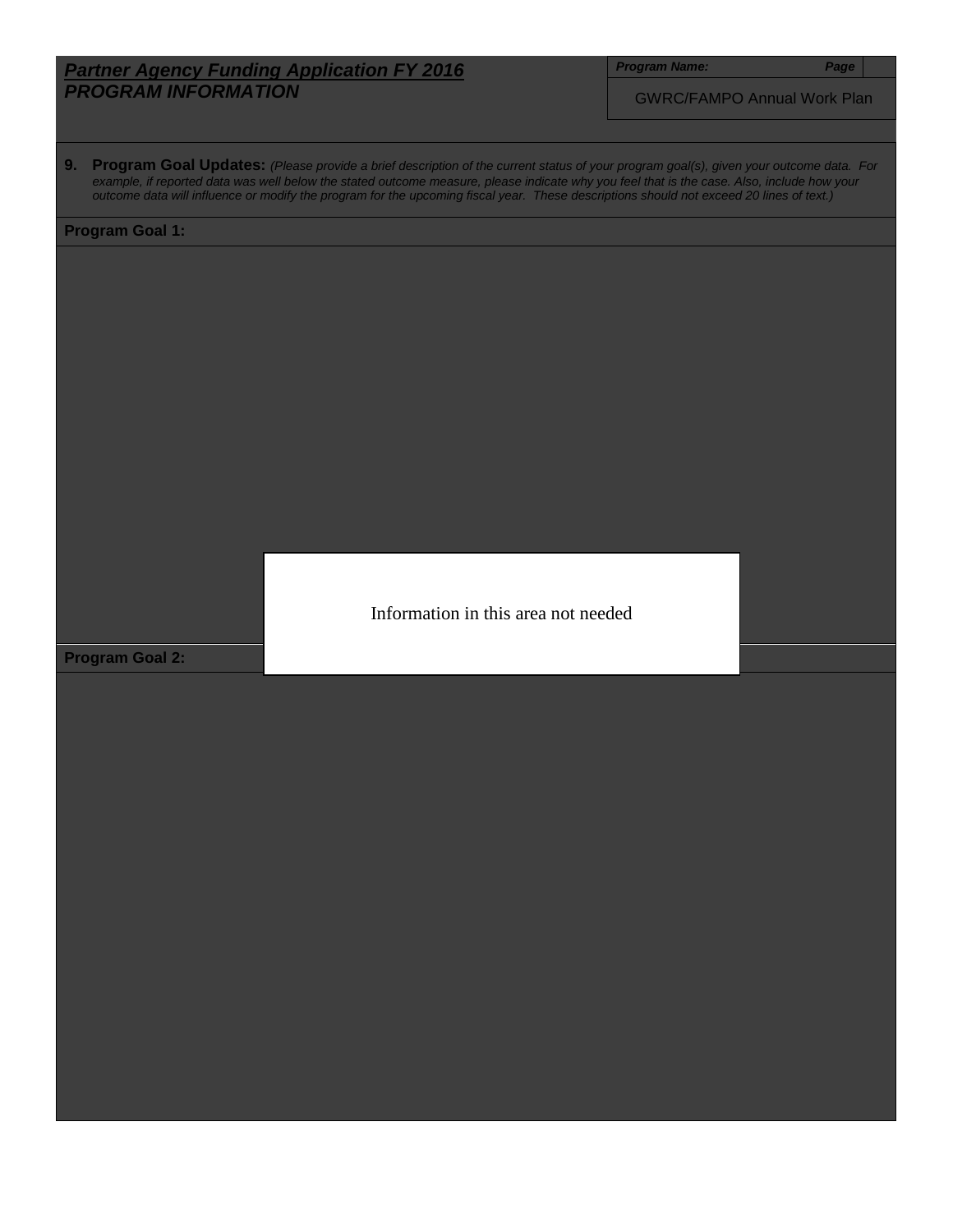***Partner Agency Funding Application FY 2016***
***PROGRAM INFORMATION***

| ***Program Name:*** | ***Page*** |
|---|---|
| GWRC/FAMPO Annual Work Plan | |

**9. Program Goal Updates:** *(Please provide a brief description of the current status of your program goal(s), given your outcome data. For example, if reported data was well below the stated outcome measure, please indicate why you feel that is the case. Also, include how your outcome data will influence or modify the program for the upcoming fiscal year. These descriptions should not exceed 20 lines of text.)*

**Program Goal 1:**

Information in this area not needed

**Program Goal 2:**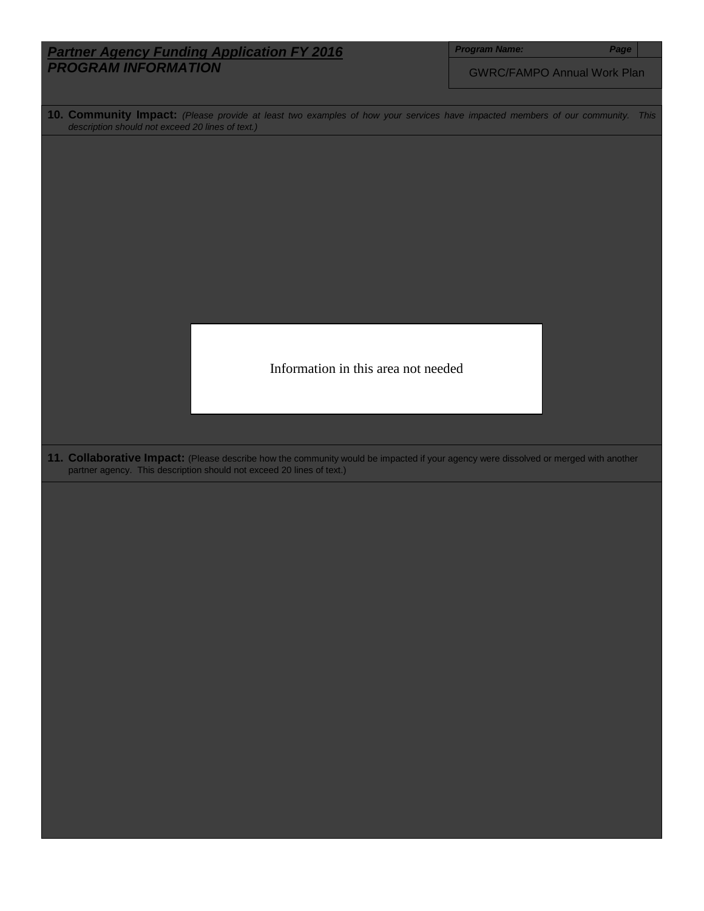***Partner Agency Funding Application FY 2016***
***PROGRAM INFORMATION***

| ***Program Name:*** | ***Page*** |
|---|---|
| GWRC/FAMPO Annual Work Plan | |

**10. Community Impact:** *(Please provide at least two examples of how your services have impacted members of our community. This description should not exceed 20 lines of text.)*

Information in this area not needed

**11. Collaborative Impact:** (Please describe how the community would be impacted if your agency were dissolved or merged with another partner agency. This description should not exceed 20 lines of text.)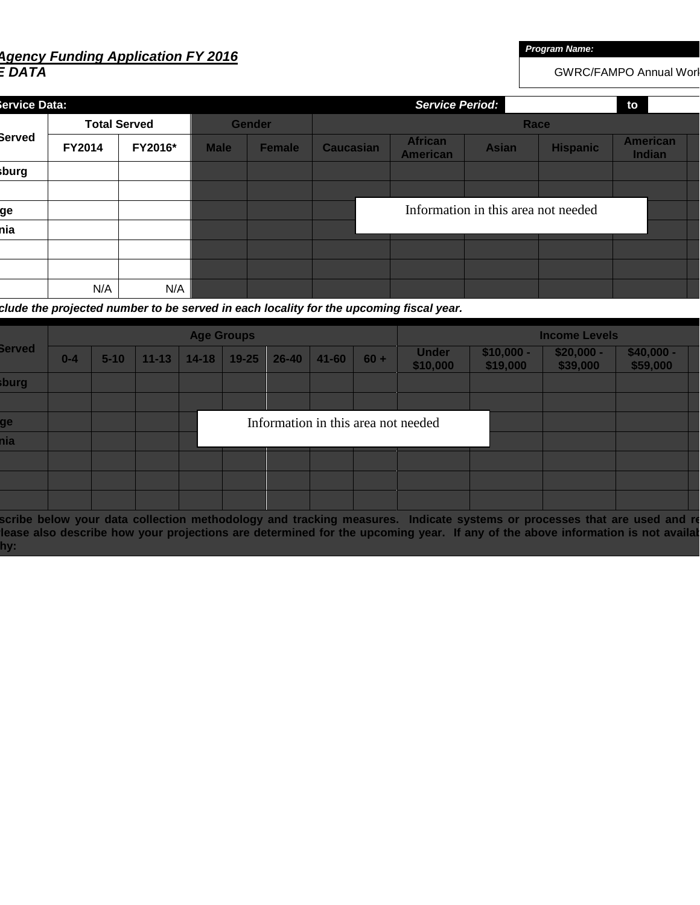# Agency Funding Application FY 2016
## E DATA

***Program Name:***

GWRC/FAMPO Annual Work

| Service Data: | | | | | | | | | | | Service Period: | | to | |
|---|---|---|---|---|---|---|---|---|---|---|---|---|---|---|

| Served | Total Served | | Gender | | Race | | | | | |
|---|---|---|---|---|---|---|---|---|---|---|
| | FY2014 | FY2016* | Male | Female | Caucasian | African American | Asian | Hispanic | American Indian | |
| sburg | | | | | | | | | | |
| | | | | | | | | | | |
| ge | | | | | | | | | | |
| nia | | | | | | | | | | |
| | | | | | | | | | | |
| | | | | | | | | | | |
| | N/A | N/A | | | | | | | | |

Information in this area not needed

*clude the projected number to be served in each locality for the upcoming fiscal year.*

| Served | Age Groups | | | | | | | | Income Levels | | | | |
|---|---|---|---|---|---|---|---|---|---|---|---|---|---|
| | 0-4 | 5-10 | 11-13 | 14-18 | 19-25 | 26-40 | 41-60 | 60 + | Under $10,000 | $10,000 - $19,000 | $20,000 - $39,000 | $40,000 - $59,000 | |
| sburg | | | | | | | | | | | | | |
| | | | | | | | | | | | | | |
| ge | | | | | | | | | | | | | |
| nia | | | | | | | | | | | | | |
| | | | | | | | | | | | | | |
| | | | | | | | | | | | | | |
| | | | | | | | | | | | | | |

Information in this area not needed

**scribe below your data collection methodology and tracking measures. Indicate systems or processes that are used and re lease also describe how your projections are determined for the upcoming year. If any of the above information is not availab hy:**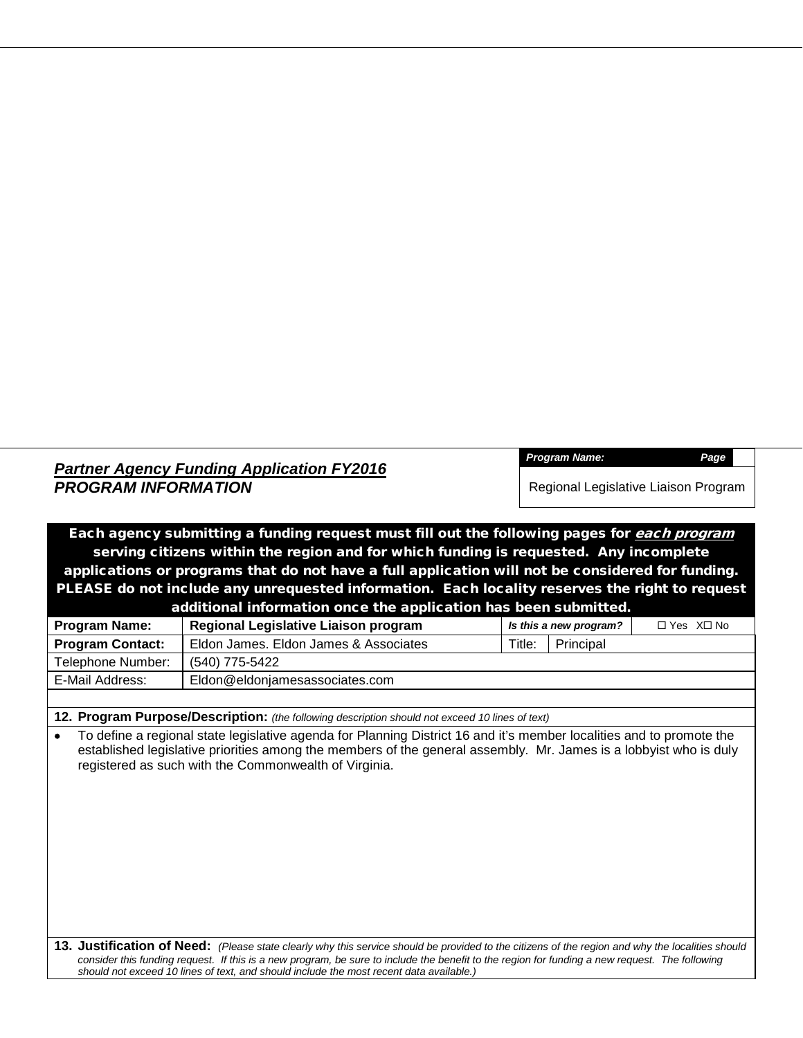***Partner Agency Funding Application FY2016***
***PROGRAM INFORMATION***

| *Program Name:* | *Page* |
|---|---|
| Regional Legislative Liaison Program | |

**Each agency submitting a funding request must fill out the following pages for *each program* serving citizens within the region and for which funding is requested. Any incomplete applications or programs that do not have a full application will not be considered for funding. PLEASE do not include any unrequested information. Each locality reserves the right to request additional information once the application has been submitted.**

| **Program Name:** | **Regional Legislative Liaison program** | *Is this a new program?* | | ☐ Yes X☐ No |
|---|---|---|---|---|
| **Program Contact:** | Eldon James. Eldon James & Associates | Title: | Principal | |
| Telephone Number: | (540) 775-5422 | | | |
| E-Mail Address: | Eldon@eldonjamesassociates.com | | | |

**12. Program Purpose/Description:** *(the following description should not exceed 10 lines of text)*

- To define a regional state legislative agenda for Planning District 16 and it's member localities and to promote the established legislative priorities among the members of the general assembly. Mr. James is a lobbyist who is duly registered as such with the Commonwealth of Virginia.

**13. Justification of Need:** *(Please state clearly why this service should be provided to the citizens of the region and why the localities should consider this funding request. If this is a new program, be sure to include the benefit to the region for funding a new request. The following should not exceed 10 lines of text, and should include the most recent data available.)*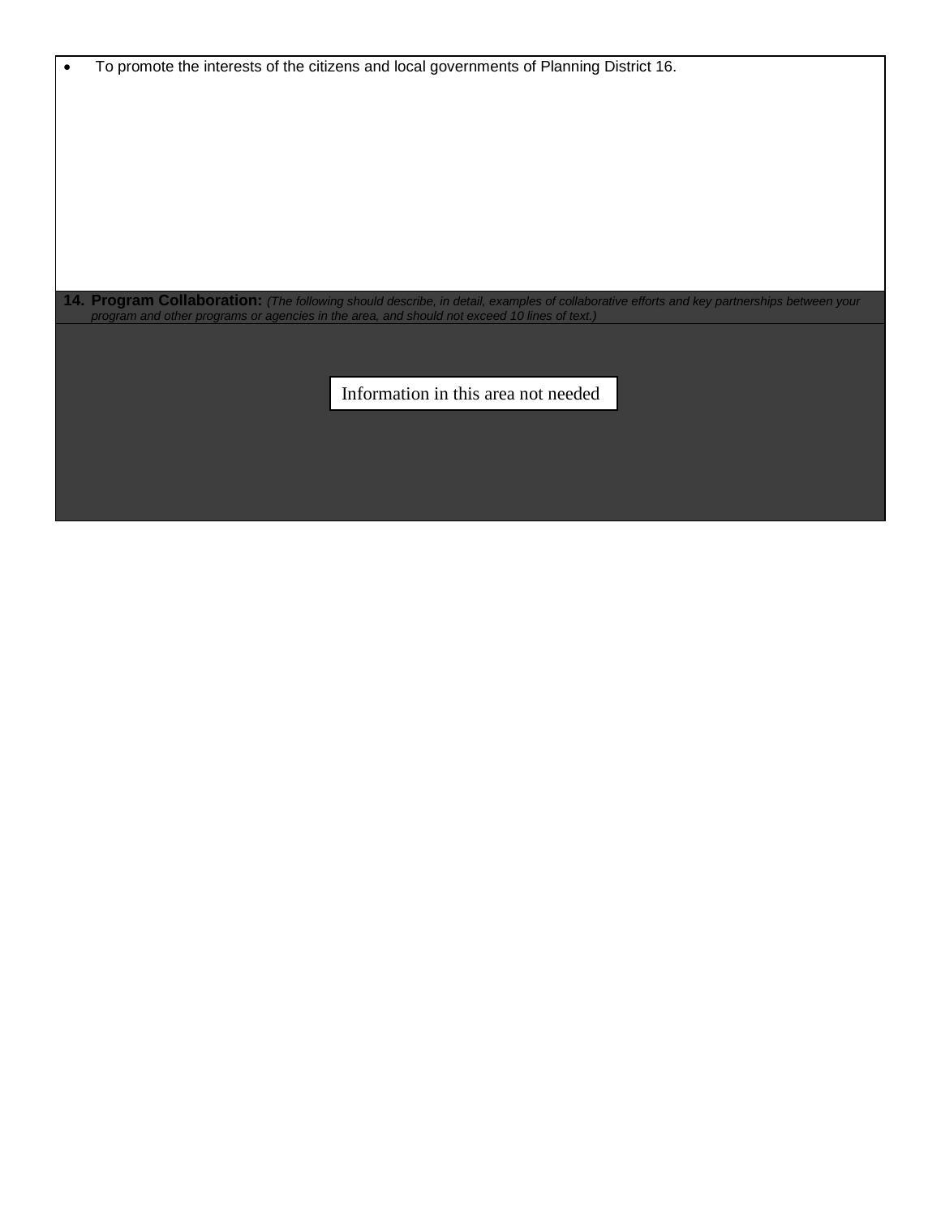- To promote the interests of the citizens and local governments of Planning District 16.

**14. Program Collaboration:** *(The following should describe, in detail, examples of collaborative efforts and key partnerships between your program and other programs or agencies in the area, and should not exceed 10 lines of text.)*

Information in this area not needed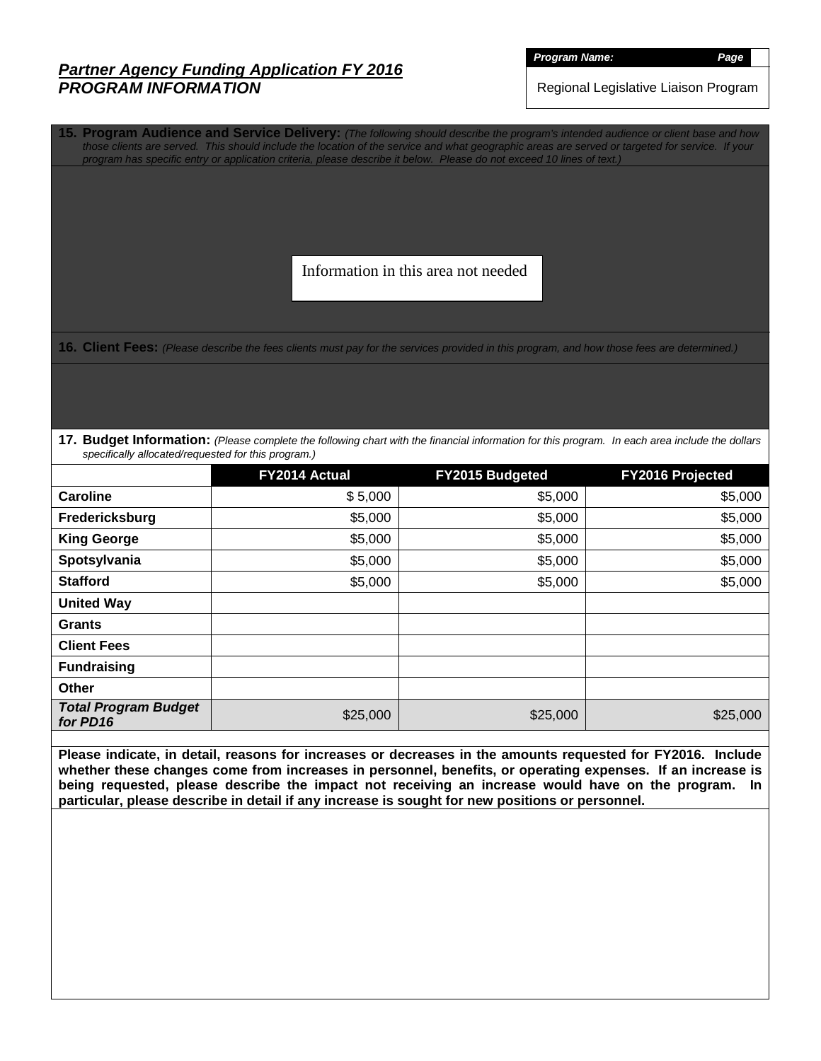## *Partner Agency Funding Application FY 2016*
## *PROGRAM INFORMATION*

***Program Name:*** ***Page***

Regional Legislative Liaison Program

**15. Program Audience and Service Delivery:** *(The following should describe the program's intended audience or client base and how those clients are served. This should include the location of the service and what geographic areas are served or targeted for service. If your program has specific entry or application criteria, please describe it below. Please do not exceed 10 lines of text.)*

Information in this area not needed

**16. Client Fees:** *(Please describe the fees clients must pay for the services provided in this program, and how those fees are determined.)*

**17. Budget Information:** *(Please complete the following chart with the financial information for this program. In each area include the dollars specifically allocated/requested for this program.)*

| | FY2014 Actual | FY2015 Budgeted | FY2016 Projected |
|---|---|---|---|
| **Caroline** | $ 5,000 | $5,000 | $5,000 |
| **Fredericksburg** | $5,000 | $5,000 | $5,000 |
| **King George** | $5,000 | $5,000 | $5,000 |
| **Spotsylvania** | $5,000 | $5,000 | $5,000 |
| **Stafford** | $5,000 | $5,000 | $5,000 |
| **United Way** | | | |
| **Grants** | | | |
| **Client Fees** | | | |
| **Fundraising** | | | |
| **Other** | | | |
| ***Total Program Budget for PD16*** | $25,000 | $25,000 | $25,000 |

**Please indicate, in detail, reasons for increases or decreases in the amounts requested for FY2016. Include whether these changes come from increases in personnel, benefits, or operating expenses. If an increase is being requested, please describe the impact not receiving an increase would have on the program. In particular, please describe in detail if any increase is sought for new positions or personnel.**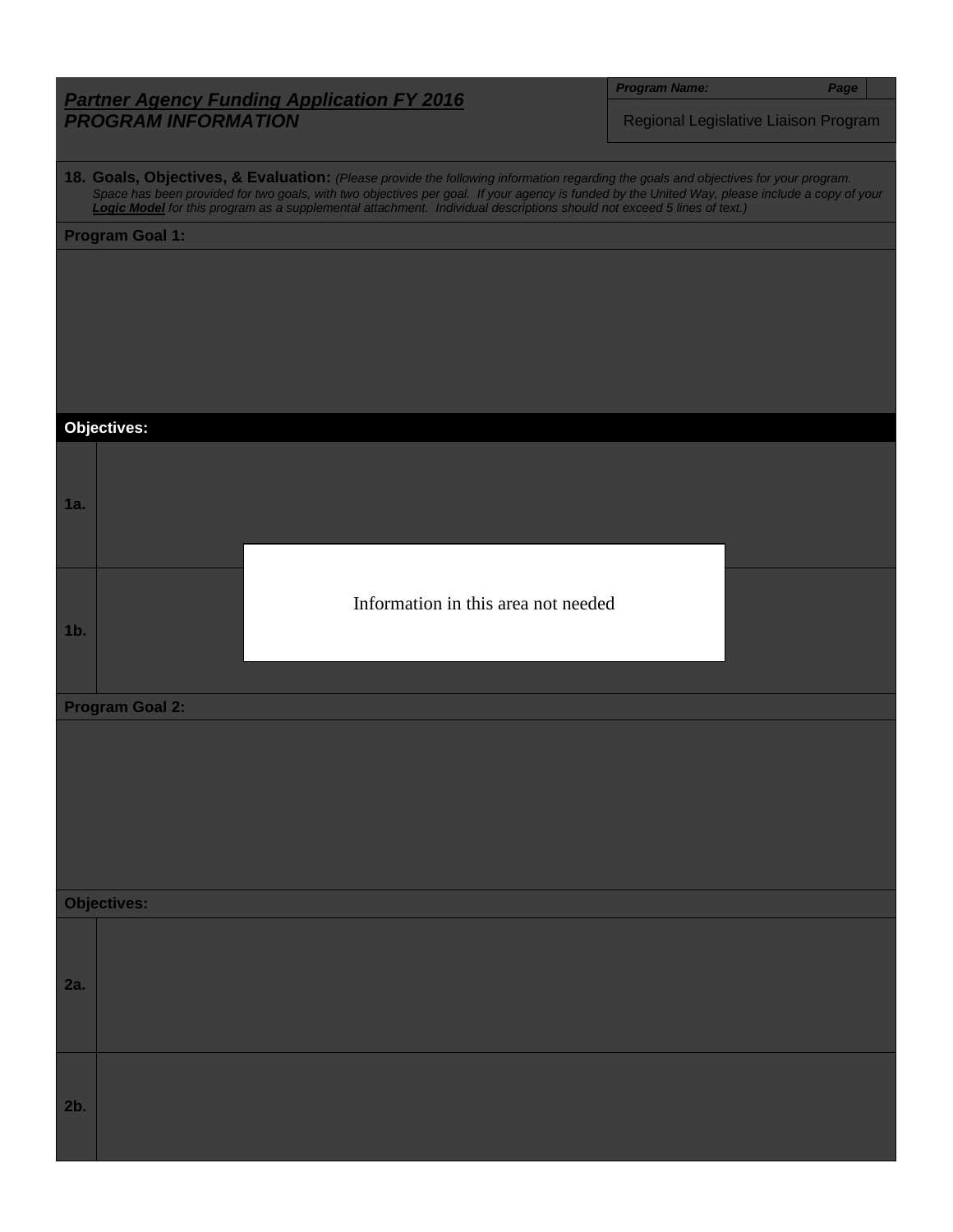## *Partner Agency Funding Application FY 2016*
## *PROGRAM INFORMATION*

| ***Program Name:*** | ***Page*** |
|---|---|
| Regional Legislative Liaison Program | |

**18. Goals, Objectives, & Evaluation:** *(Please provide the following information regarding the goals and objectives for your program. Space has been provided for two goals, with two objectives per goal. If your agency is funded by the United Way, please include a copy of your* ***Logic Model*** *for this program as a supplemental attachment. Individual descriptions should not exceed 5 lines of text.)*

**Program Goal 1:**

**Objectives:**

**1a.**

**1b.**

Information in this area not needed

**Program Goal 2:**

**Objectives:**

**2a.**

**2b.**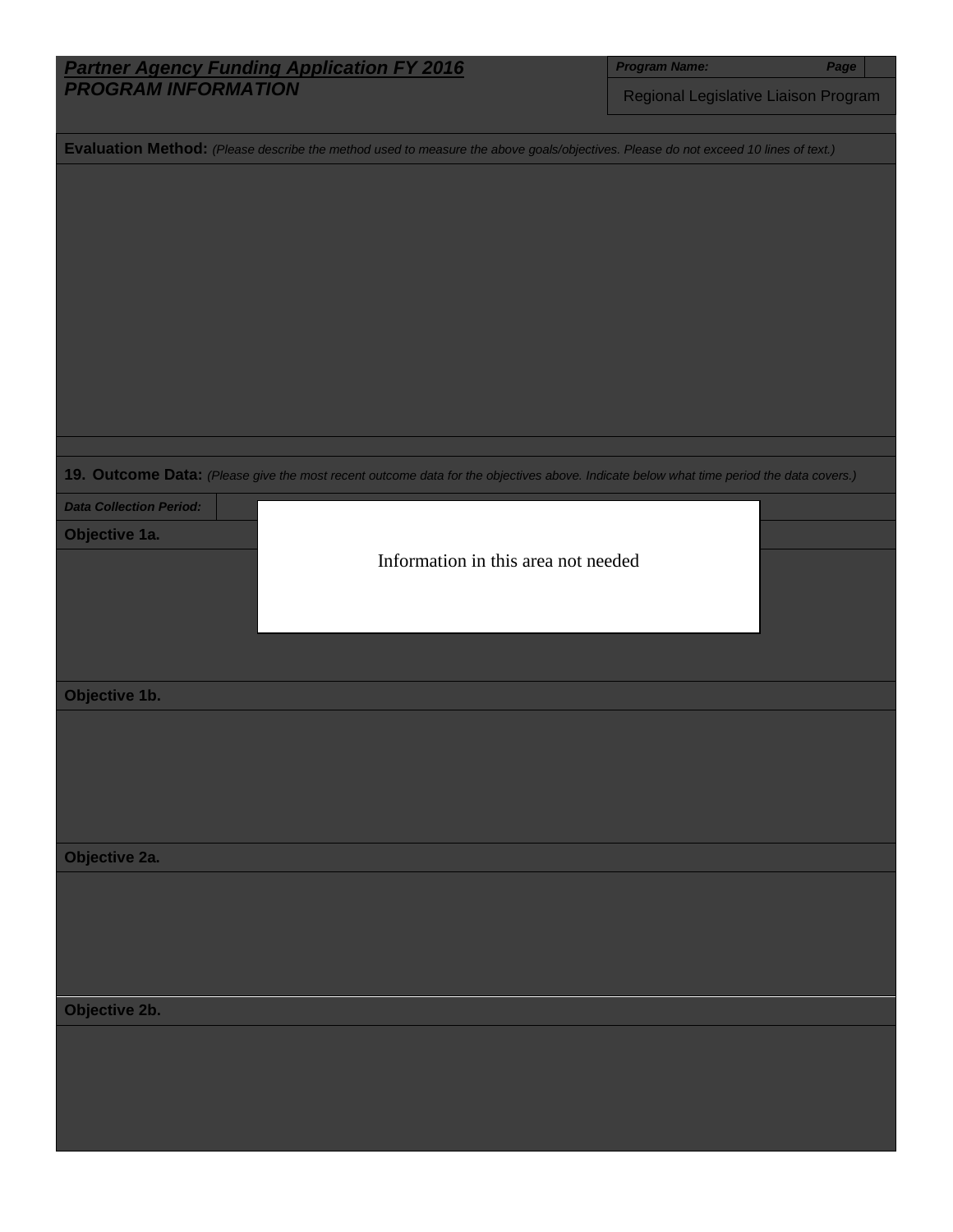***Partner Agency Funding Application FY 2016***
***PROGRAM INFORMATION***

| ***Program Name:*** | ***Page*** |
|---|---|
| Regional Legislative Liaison Program | |

**Evaluation Method:** *(Please describe the method used to measure the above goals/objectives. Please do not exceed 10 lines of text.)*

**19. Outcome Data:** *(Please give the most recent outcome data for the objectives above. Indicate below what time period the data covers.)*

***Data Collection Period:***

**Objective 1a.**

Information in this area not needed

**Objective 1b.**

**Objective 2a.**

**Objective 2b.**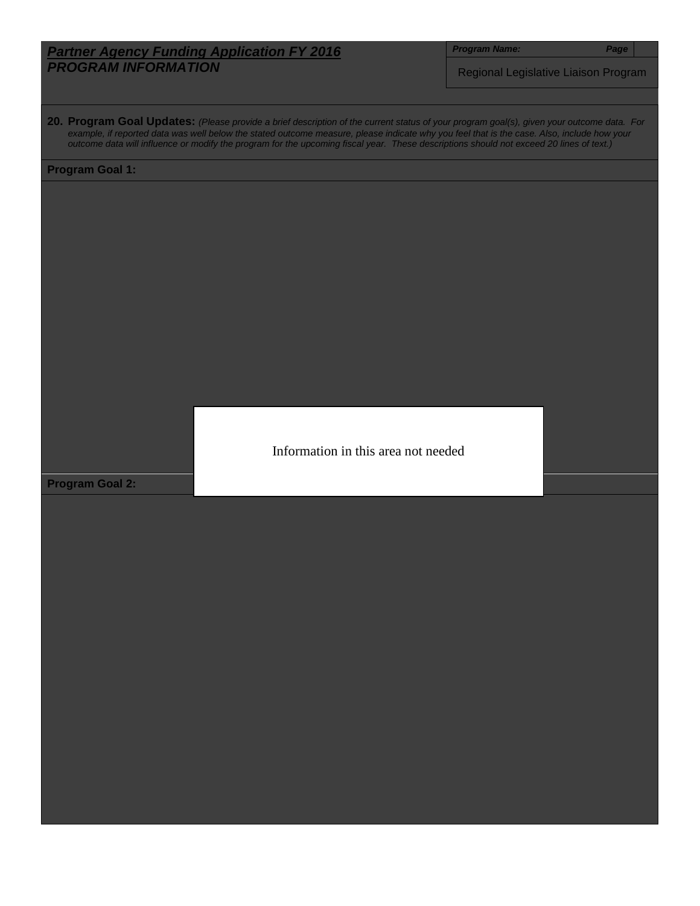***Partner Agency Funding Application FY 2016***
***PROGRAM INFORMATION***

***Program Name:*** ***Page***

Regional Legislative Liaison Program

**20. Program Goal Updates:** *(Please provide a brief description of the current status of your program goal(s), given your outcome data. For example, if reported data was well below the stated outcome measure, please indicate why you feel that is the case. Also, include how your outcome data will influence or modify the program for the upcoming fiscal year. These descriptions should not exceed 20 lines of text.)*

**Program Goal 1:**

Information in this area not needed

**Program Goal 2:**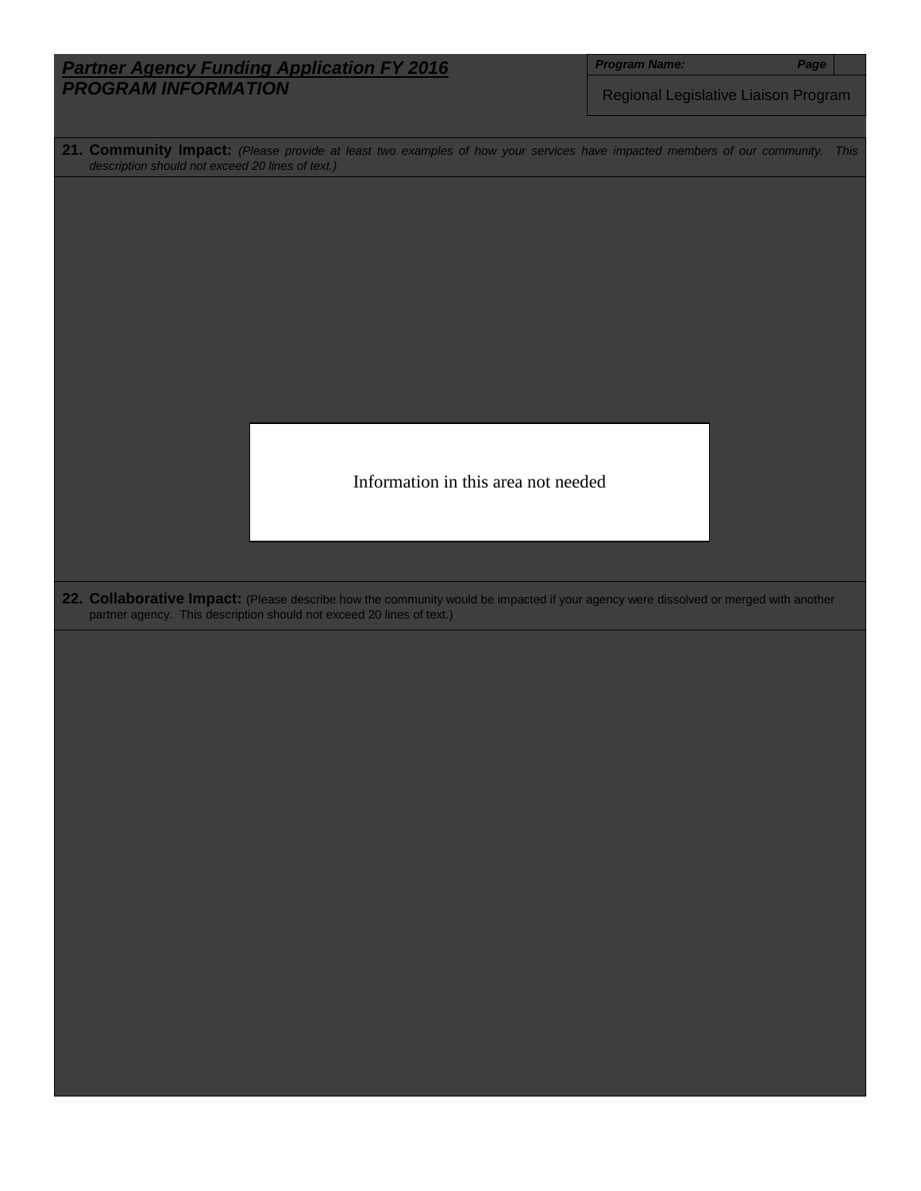***Partner Agency Funding Application FY 2016***
***PROGRAM INFORMATION***

| ***Program Name:*** | ***Page*** |
|---|---|
| Regional Legislative Liaison Program | |

**21. Community Impact:** *(Please provide at least two examples of how your services have impacted members of our community. This description should not exceed 20 lines of text.)*

Information in this area not needed

**22. Collaborative Impact:** (Please describe how the community would be impacted if your agency were dissolved or merged with another partner agency. This description should not exceed 20 lines of text.)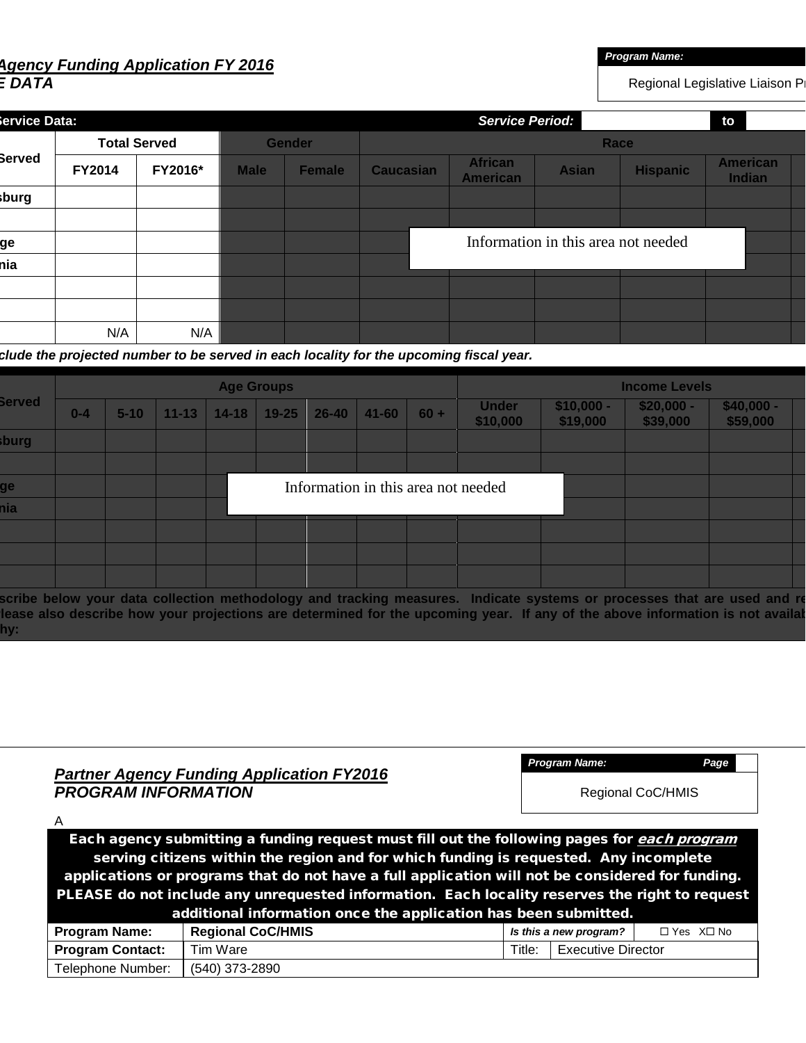## *Agency Funding Application FY 2016*
## *E DATA*

| *Program Name:* |
|---|
| Regional Legislative Liaison Pr |

| Service Data: | | | | | | | Service Period: | | to | |
|---|---|---|---|---|---|---|---|---|---|---|
| Served | Total Served | | Gender | | Race | | | | | |
| | FY2014 | FY2016* | Male | Female | Caucasian | African American | Asian | Hispanic | American Indian | |
| sburg | | | | | | | | | | |
| | | | | | | | | | | |
| ge | | | | | | | | | | |
| nia | | | | | | | | | | |
| | | | | | | | | | | |
| | | | | | | | | | | |
| | N/A | N/A | | | | | | | | |

Information in this area not needed

*clude the projected number to be served in each locality for the upcoming fiscal year.*

| Served | Age Groups | | | | | | | | Income Levels | | | | |
|---|---|---|---|---|---|---|---|---|---|---|---|---|---|
| | 0-4 | 5-10 | 11-13 | 14-18 | 19-25 | 26-40 | 41-60 | 60 + | Under $10,000 | $10,000 - $19,000 | $20,000 - $39,000 | $40,000 - $59,000 | |
| sburg | | | | | | | | | | | | | |
| | | | | | | | | | | | | | |
| ge | | | | | | | | | | | | | |
| nia | | | | | | | | | | | | | |
| | | | | | | | | | | | | | |
| | | | | | | | | | | | | | |
| | | | | | | | | | | | | | |

Information in this area not needed

**scribe below your data collection methodology and tracking measures. Indicate systems or processes that are used and re lease also describe how your projections are determined for the upcoming year. If any of the above information is not availab hy:**

## *Partner Agency Funding Application FY2016*
## *PROGRAM INFORMATION*

| *Program Name:* | *Page* |
|---|---|
| Regional CoC/HMIS | |

A

**Each agency submitting a funding request must fill out the following pages for *each program* serving citizens within the region and for which funding is requested. Any incomplete applications or programs that do not have a full application will not be considered for funding. PLEASE do not include any unrequested information. Each locality reserves the right to request additional information once the application has been submitted.**

| **Program Name:** | **Regional CoC/HMIS** | *Is this a new program?* | ☐ Yes X☐ No |
|---|---|---|---|
| **Program Contact:** | Tim Ware | Title: | Executive Director |
| Telephone Number: | (540) 373-2890 | | |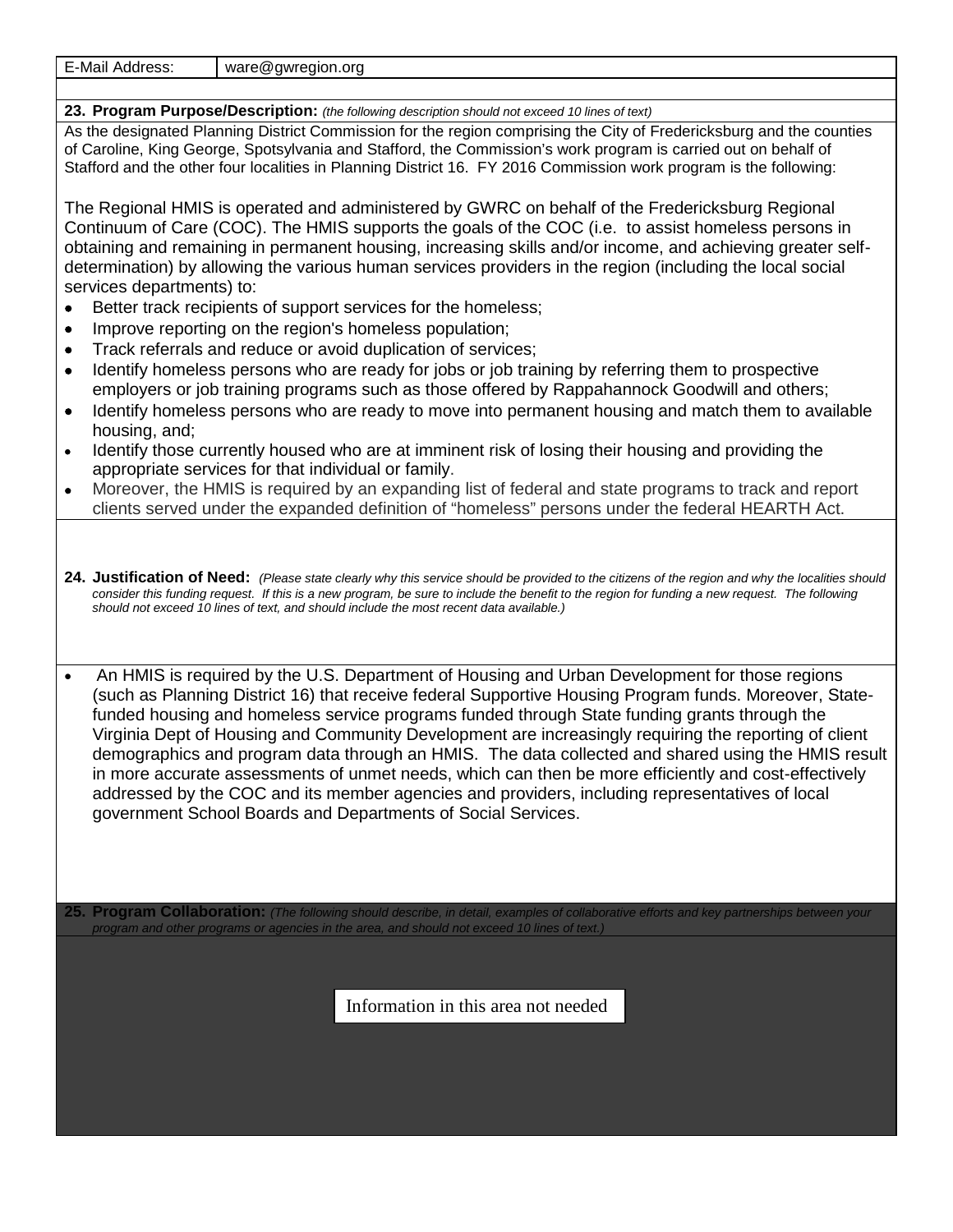| E-Mail Address: | ware@gwregion.org |
|---|---|

**23. Program Purpose/Description:** *(the following description should not exceed 10 lines of text)*

As the designated Planning District Commission for the region comprising the City of Fredericksburg and the counties of Caroline, King George, Spotsylvania and Stafford, the Commission's work program is carried out on behalf of Stafford and the other four localities in Planning District 16. FY 2016 Commission work program is the following:

The Regional HMIS is operated and administered by GWRC on behalf of the Fredericksburg Regional Continuum of Care (COC). The HMIS supports the goals of the COC (i.e. to assist homeless persons in obtaining and remaining in permanent housing, increasing skills and/or income, and achieving greater self-determination) by allowing the various human services providers in the region (including the local social services departments) to:

- Better track recipients of support services for the homeless;
- Improve reporting on the region's homeless population;
- Track referrals and reduce or avoid duplication of services;
- Identify homeless persons who are ready for jobs or job training by referring them to prospective employers or job training programs such as those offered by Rappahannock Goodwill and others;
- Identify homeless persons who are ready to move into permanent housing and match them to available housing, and;
- Identify those currently housed who are at imminent risk of losing their housing and providing the appropriate services for that individual or family.
- Moreover, the HMIS is required by an expanding list of federal and state programs to track and report clients served under the expanded definition of "homeless" persons under the federal HEARTH Act.

**24. Justification of Need:** *(Please state clearly why this service should be provided to the citizens of the region and why the localities should consider this funding request. If this is a new program, be sure to include the benefit to the region for funding a new request. The following should not exceed 10 lines of text, and should include the most recent data available.)*

- An HMIS is required by the U.S. Department of Housing and Urban Development for those regions (such as Planning District 16) that receive federal Supportive Housing Program funds. Moreover, State-funded housing and homeless service programs funded through State funding grants through the Virginia Dept of Housing and Community Development are increasingly requiring the reporting of client demographics and program data through an HMIS. The data collected and shared using the HMIS result in more accurate assessments of unmet needs, which can then be more efficiently and cost-effectively addressed by the COC and its member agencies and providers, including representatives of local government School Boards and Departments of Social Services.

**25. Program Collaboration:** *(The following should describe, in detail, examples of collaborative efforts and key partnerships between your program and other programs or agencies in the area, and should not exceed 10 lines of text.)*

Information in this area not needed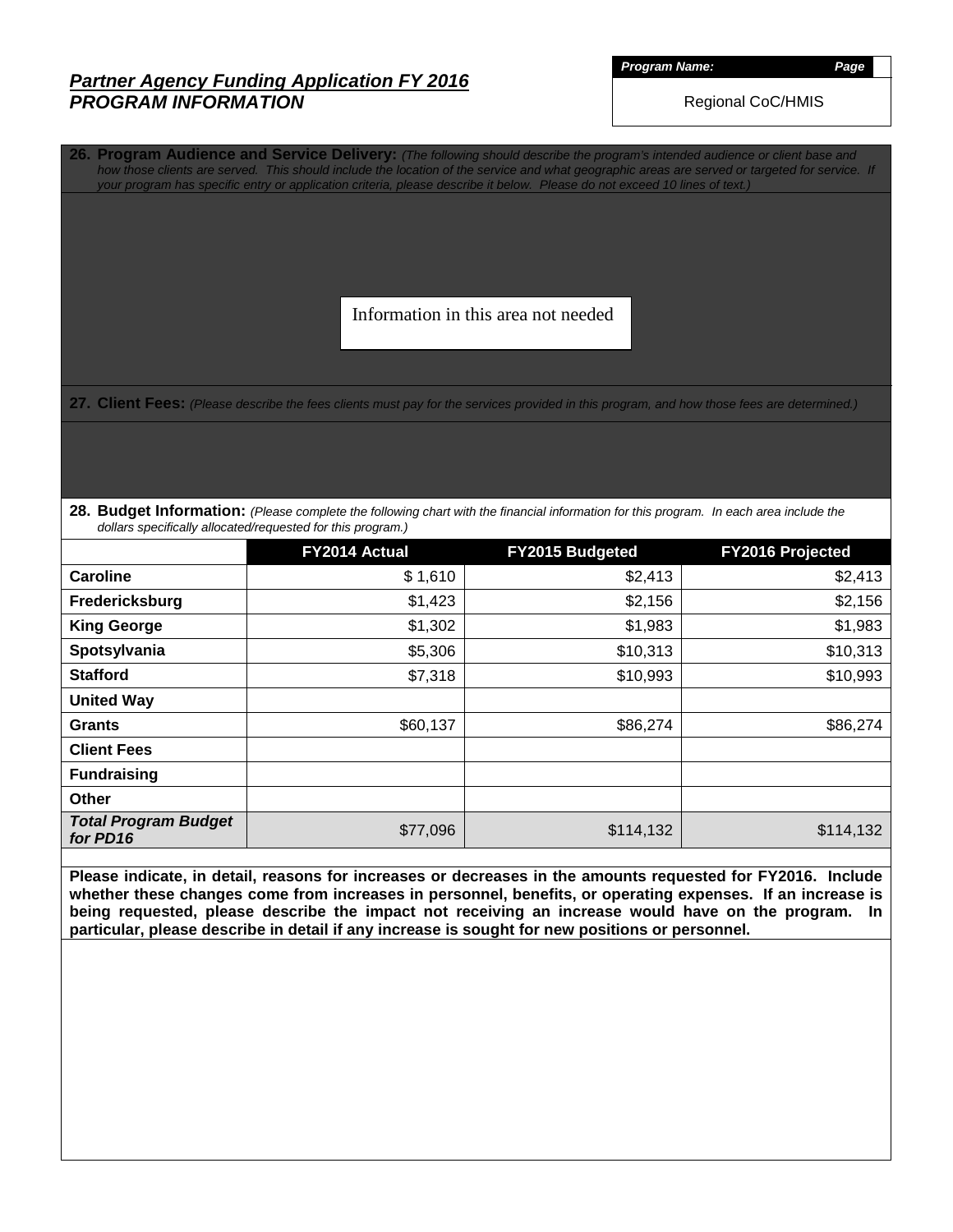## *Partner Agency Funding Application FY 2016*
## *PROGRAM INFORMATION*

***Program Name:*** ***Page***

Regional CoC/HMIS

**26. Program Audience and Service Delivery:** *(The following should describe the program's intended audience or client base and how those clients are served. This should include the location of the service and what geographic areas are served or targeted for service. If your program has specific entry or application criteria, please describe it below. Please do not exceed 10 lines of text.)*

Information in this area not needed

**27. Client Fees:** *(Please describe the fees clients must pay for the services provided in this program, and how those fees are determined.)*

**28. Budget Information:** *(Please complete the following chart with the financial information for this program. In each area include the dollars specifically allocated/requested for this program.)*

| | FY2014 Actual | FY2015 Budgeted | FY2016 Projected |
|---|---|---|---|
| **Caroline** | $ 1,610 | $2,413 | $2,413 |
| **Fredericksburg** | $1,423 | $2,156 | $2,156 |
| **King George** | $1,302 | $1,983 | $1,983 |
| **Spotsylvania** | $5,306 | $10,313 | $10,313 |
| **Stafford** | $7,318 | $10,993 | $10,993 |
| **United Way** | | | |
| **Grants** | $60,137 | $86,274 | $86,274 |
| **Client Fees** | | | |
| **Fundraising** | | | |
| **Other** | | | |
| ***Total Program Budget for PD16*** | $77,096 | $114,132 | $114,132 |

**Please indicate, in detail, reasons for increases or decreases in the amounts requested for FY2016. Include whether these changes come from increases in personnel, benefits, or operating expenses. If an increase is being requested, please describe the impact not receiving an increase would have on the program. In particular, please describe in detail if any increase is sought for new positions or personnel.**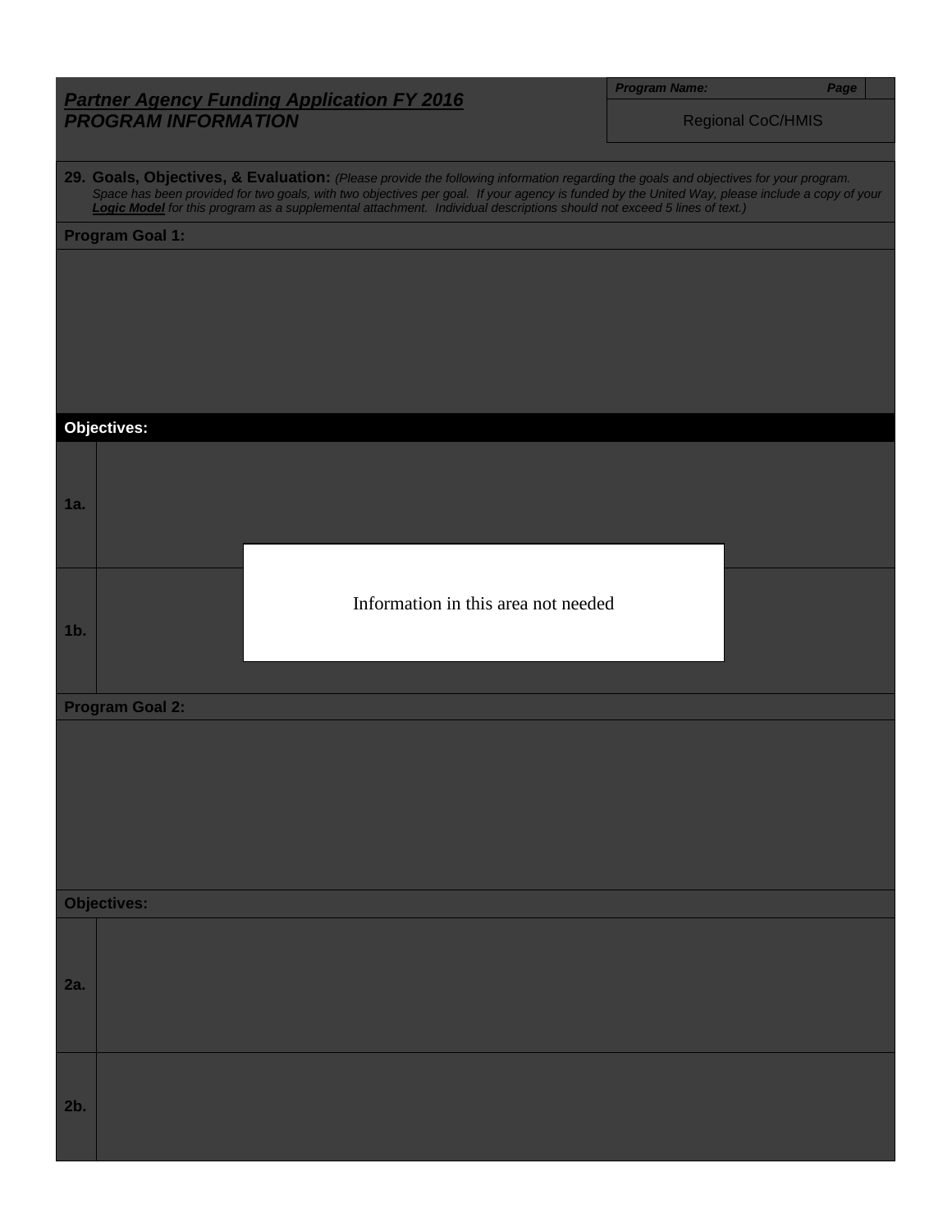## *Partner Agency Funding Application FY 2016*
## *PROGRAM INFORMATION*

| *Program Name:* | *Page* |
|---|---|
| Regional CoC/HMIS | |

**29. Goals, Objectives, & Evaluation:** *(Please provide the following information regarding the goals and objectives for your program. Space has been provided for two goals, with two objectives per goal. If your agency is funded by the United Way, please include a copy of your **Logic Model** for this program as a supplemental attachment. Individual descriptions should not exceed 5 lines of text.)*

**Program Goal 1:**

**Objectives:**

**1a.**

**1b.**

Information in this area not needed

**Program Goal 2:**

**Objectives:**

**2a.**

**2b.**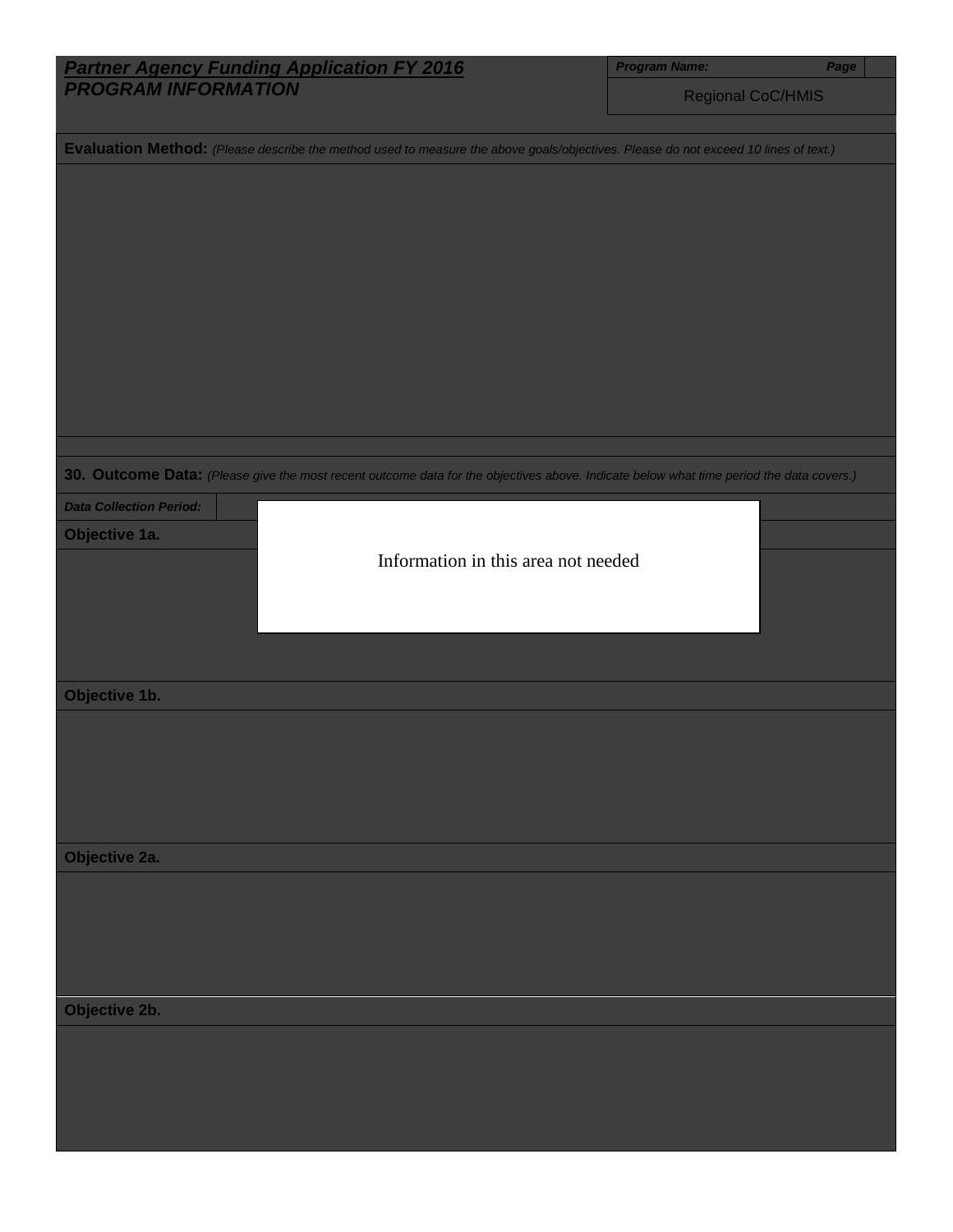***Partner Agency Funding Application FY 2016***
***PROGRAM INFORMATION***

***Program Name:*** Regional CoC/HMIS ***Page***

**Evaluation Method:** *(Please describe the method used to measure the above goals/objectives. Please do not exceed 10 lines of text.)*

**30. Outcome Data:** *(Please give the most recent outcome data for the objectives above. Indicate below what time period the data covers.)*

***Data Collection Period:***

**Objective 1a.**

Information in this area not needed

**Objective 1b.**

**Objective 2a.**

**Objective 2b.**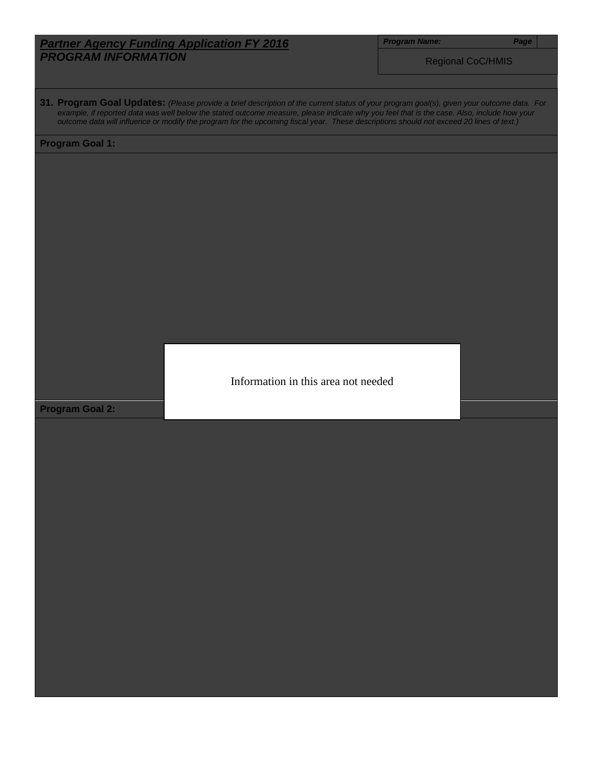***Partner Agency Funding Application FY 2016***
***PROGRAM INFORMATION***

| ***Program Name:*** | ***Page*** |
| --- | --- |
| Regional CoC/HMIS | |

**31. Program Goal Updates:** *(Please provide a brief description of the current status of your program goal(s), given your outcome data. For example, if reported data was well below the stated outcome measure, please indicate why you feel that is the case. Also, include how your outcome data will influence or modify the program for the upcoming fiscal year. These descriptions should not exceed 20 lines of text.)*

**Program Goal 1:**

Information in this area not needed

**Program Goal 2:**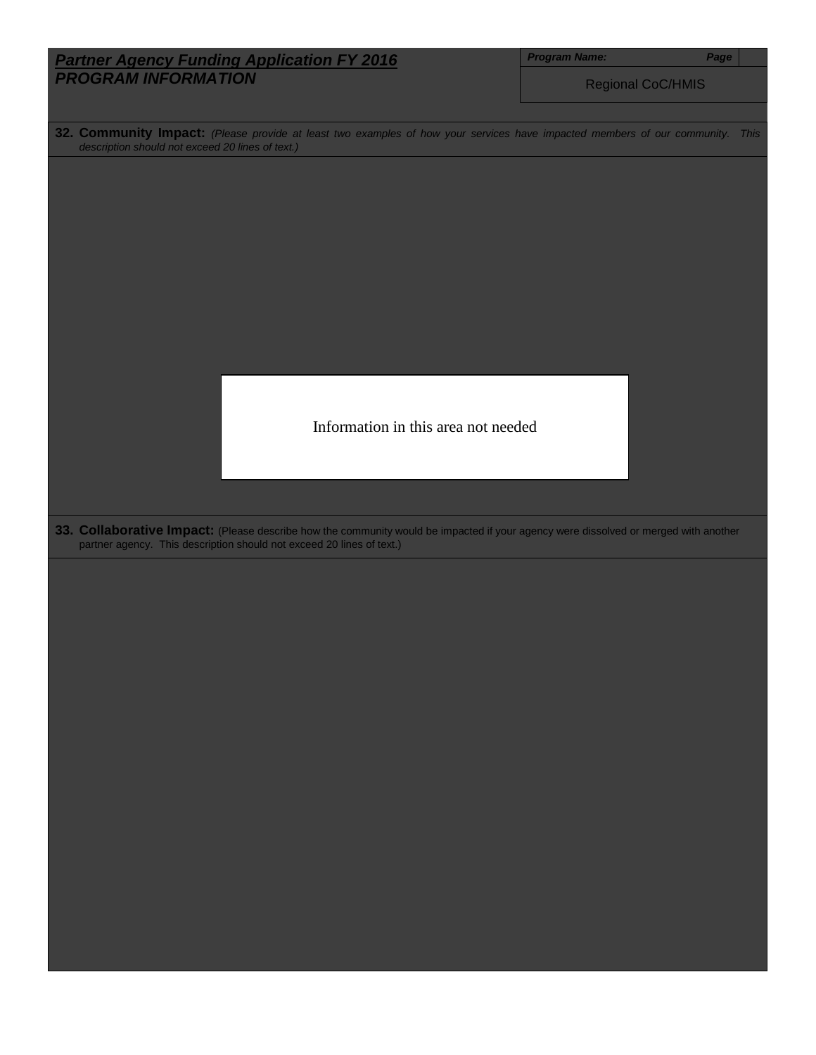***Partner Agency Funding Application FY 2016***
***PROGRAM INFORMATION***

| ***Program Name:*** | ***Page*** |
|---|---|
| Regional CoC/HMIS | |

**32. Community Impact:** *(Please provide at least two examples of how your services have impacted members of our community. This description should not exceed 20 lines of text.)*

Information in this area not needed

**33. Collaborative Impact:** (Please describe how the community would be impacted if your agency were dissolved or merged with another partner agency. This description should not exceed 20 lines of text.)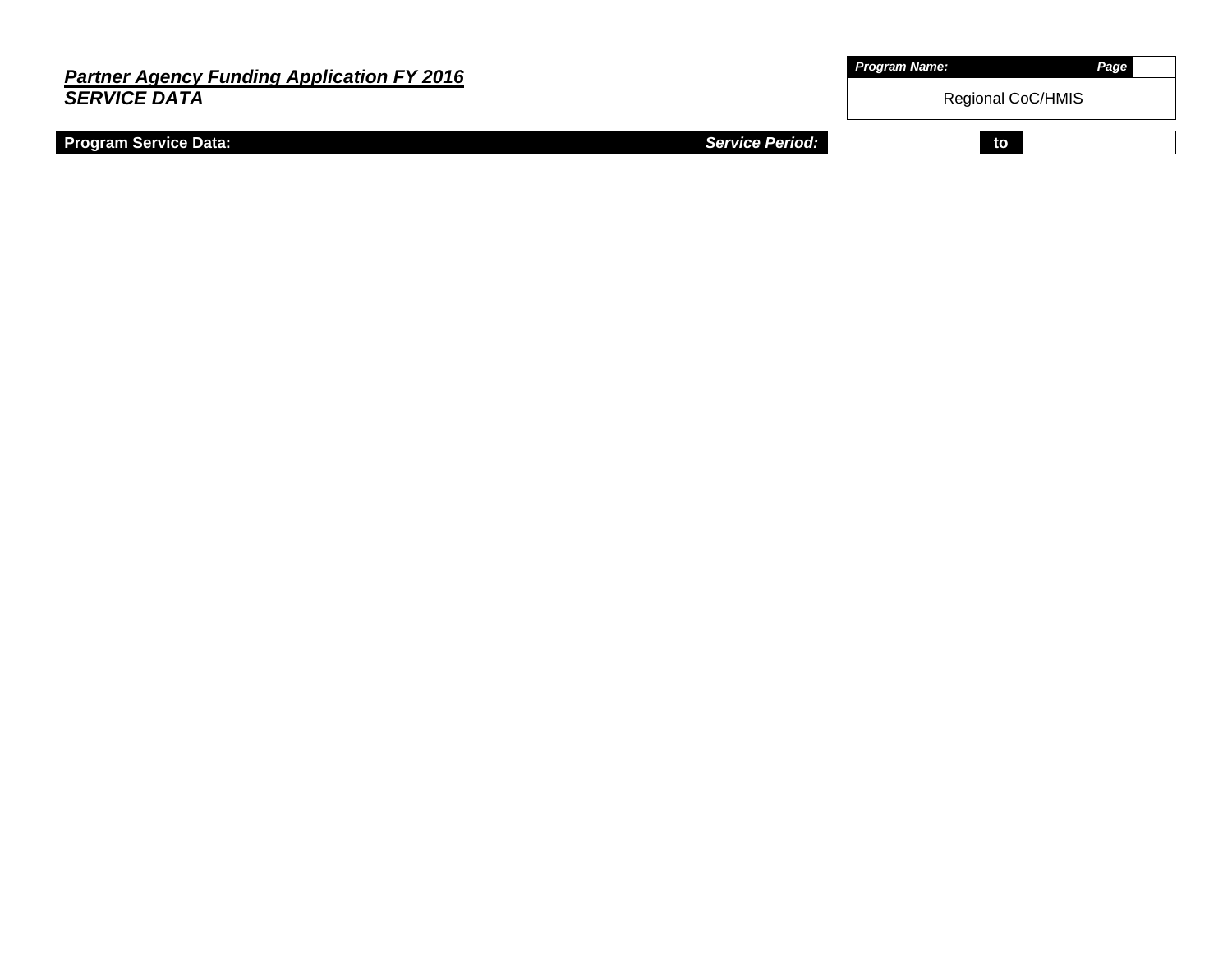***Partner Agency Funding Application FY 2016***
***SERVICE DATA***

| ***Program Name:*** | ***Page*** |
| --- | --- |
| Regional CoC/HMIS | |

| **Program Service Data:** | ***Service Period:*** | | **to** | |
| --- | --- | --- | --- | --- |